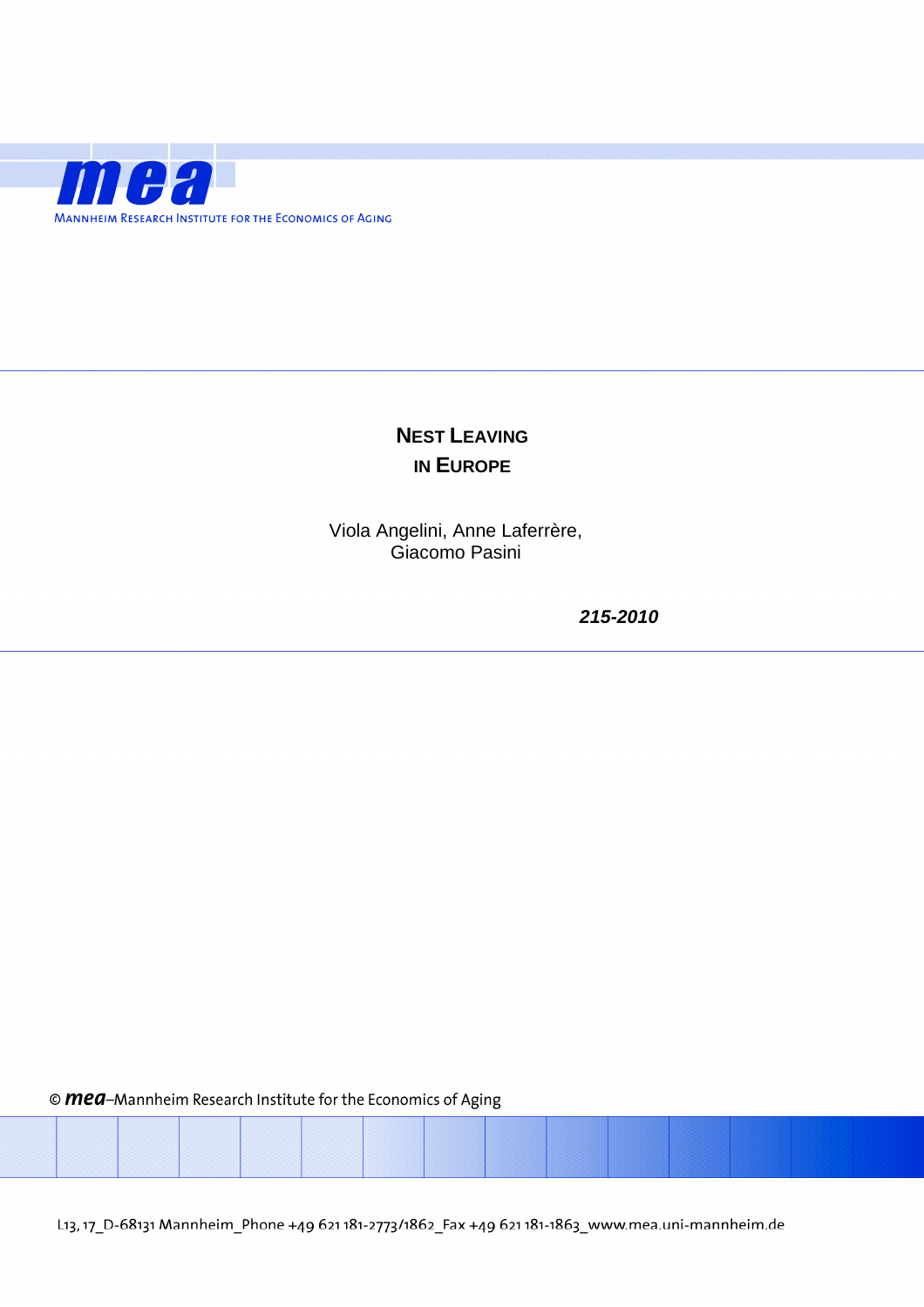mea

MANNHEIM RESEARCH INSTITUTE FOR THE ECONOMICS OF AGING

# NEST LEAVING IN EUROPE

Viola Angelini, Anne Laferrère, Giacomo Pasini

***215-2010***

© mea–Mannheim Research Institute for the Economics of Aging

L13, 17_D-68131 Mannheim_Phone +49 621 181-2773/1862_Fax +49 621 181-1863_www.mea.uni-mannheim.de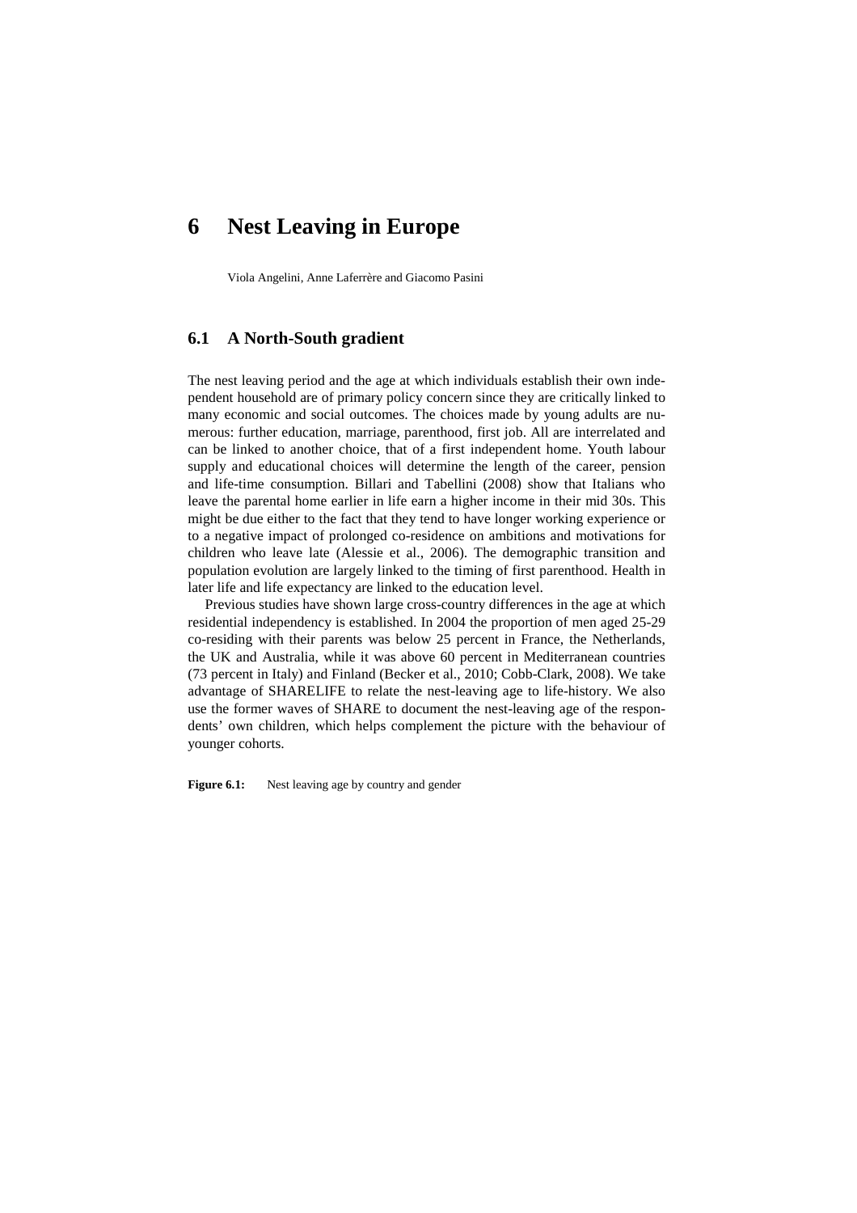# 6 Nest Leaving in Europe

Viola Angelini, Anne Laferrère and Giacomo Pasini

## 6.1 A North-South gradient

The nest leaving period and the age at which individuals establish their own independent household are of primary policy concern since they are critically linked to many economic and social outcomes. The choices made by young adults are numerous: further education, marriage, parenthood, first job. All are interrelated and can be linked to another choice, that of a first independent home. Youth labour supply and educational choices will determine the length of the career, pension and life-time consumption. Billari and Tabellini (2008) show that Italians who leave the parental home earlier in life earn a higher income in their mid 30s. This might be due either to the fact that they tend to have longer working experience or to a negative impact of prolonged co-residence on ambitions and motivations for children who leave late (Alessie et al., 2006). The demographic transition and population evolution are largely linked to the timing of first parenthood. Health in later life and life expectancy are linked to the education level.

Previous studies have shown large cross-country differences in the age at which residential independency is established. In 2004 the proportion of men aged 25-29 co-residing with their parents was below 25 percent in France, the Netherlands, the UK and Australia, while it was above 60 percent in Mediterranean countries (73 percent in Italy) and Finland (Becker et al., 2010; Cobb-Clark, 2008). We take advantage of SHARELIFE to relate the nest-leaving age to life-history. We also use the former waves of SHARE to document the nest-leaving age of the respondents' own children, which helps complement the picture with the behaviour of younger cohorts.

**Figure 6.1:** Nest leaving age by country and gender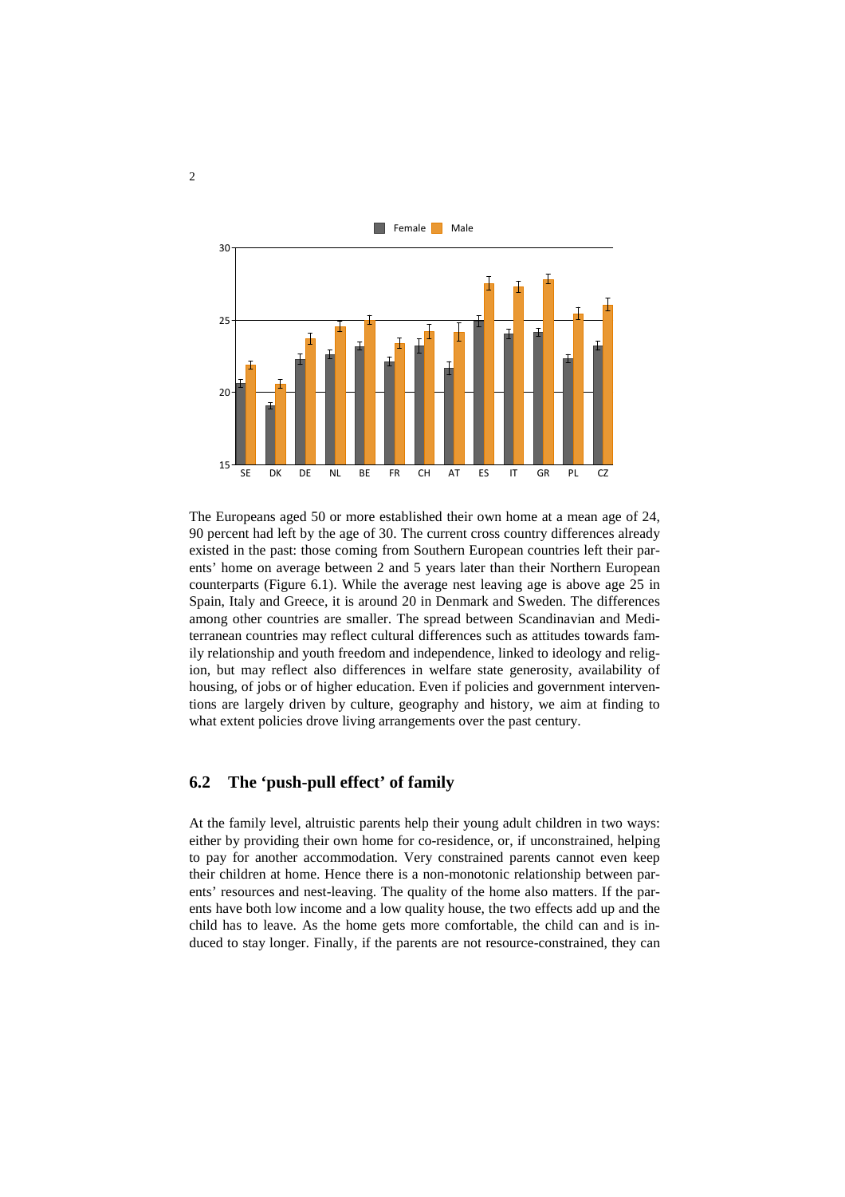The Europeans aged 50 or more established their own home at a mean age of 24, 90 percent had left by the age of 30. The current cross country differences already existed in the past: those coming from Southern European countries left their parents' home on average between 2 and 5 years later than their Northern European counterparts (Figure 6.1). While the average nest leaving age is above age 25 in Spain, Italy and Greece, it is around 20 in Denmark and Sweden. The differences among other countries are smaller. The spread between Scandinavian and Mediterranean countries may reflect cultural differences such as attitudes towards family relationship and youth freedom and independence, linked to ideology and religion, but may reflect also differences in welfare state generosity, availability of housing, of jobs or of higher education. Even if policies and government interventions are largely driven by culture, geography and history, we aim at finding to what extent policies drove living arrangements over the past century.

## 6.2 The 'push-pull effect' of family

At the family level, altruistic parents help their young adult children in two ways: either by providing their own home for co-residence, or, if unconstrained, helping to pay for another accommodation. Very constrained parents cannot even keep their children at home. Hence there is a non-monotonic relationship between parents' resources and nest-leaving. The quality of the home also matters. If the parents have both low income and a low quality house, the two effects add up and the child has to leave. As the home gets more comfortable, the child can and is induced to stay longer. Finally, if the parents are not resource-constrained, they can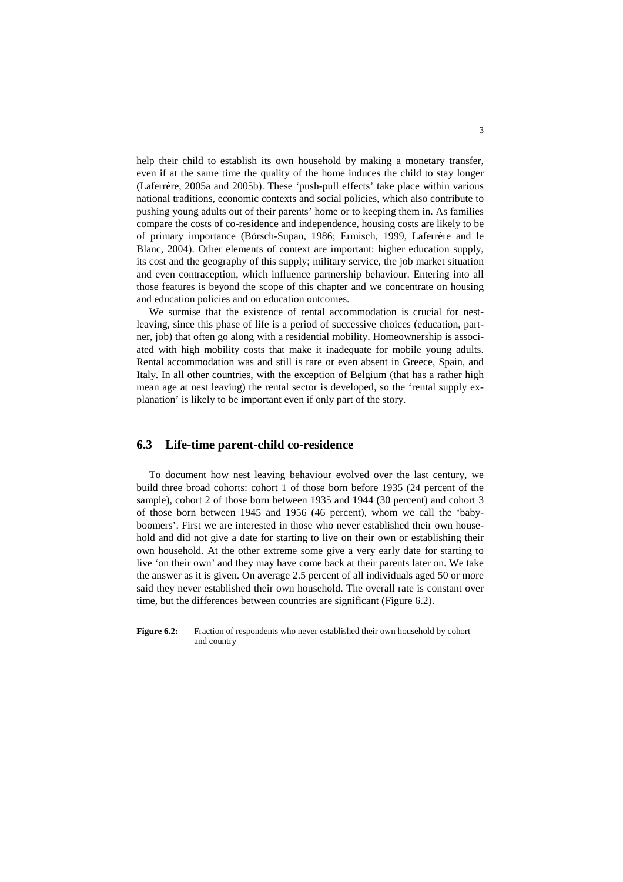help their child to establish its own household by making a monetary transfer, even if at the same time the quality of the home induces the child to stay longer (Laferrère, 2005a and 2005b). These 'push-pull effects' take place within various national traditions, economic contexts and social policies, which also contribute to pushing young adults out of their parents' home or to keeping them in. As families compare the costs of co-residence and independence, housing costs are likely to be of primary importance (Börsch-Supan, 1986; Ermisch, 1999, Laferrère and le Blanc, 2004). Other elements of context are important: higher education supply, its cost and the geography of this supply; military service, the job market situation and even contraception, which influence partnership behaviour. Entering into all those features is beyond the scope of this chapter and we concentrate on housing and education policies and on education outcomes.

We surmise that the existence of rental accommodation is crucial for nest-leaving, since this phase of life is a period of successive choices (education, partner, job) that often go along with a residential mobility. Homeownership is associated with high mobility costs that make it inadequate for mobile young adults. Rental accommodation was and still is rare or even absent in Greece, Spain, and Italy. In all other countries, with the exception of Belgium (that has a rather high mean age at nest leaving) the rental sector is developed, so the 'rental supply explanation' is likely to be important even if only part of the story.

## 6.3 Life-time parent-child co-residence

To document how nest leaving behaviour evolved over the last century, we build three broad cohorts: cohort 1 of those born before 1935 (24 percent of the sample), cohort 2 of those born between 1935 and 1944 (30 percent) and cohort 3 of those born between 1945 and 1956 (46 percent), whom we call the 'baby-boomers'. First we are interested in those who never established their own household and did not give a date for starting to live on their own or establishing their own household. At the other extreme some give a very early date for starting to live 'on their own' and they may have come back at their parents later on. We take the answer as it is given. On average 2.5 percent of all individuals aged 50 or more said they never established their own household. The overall rate is constant over time, but the differences between countries are significant (Figure 6.2).

**Figure 6.2:** Fraction of respondents who never established their own household by cohort and country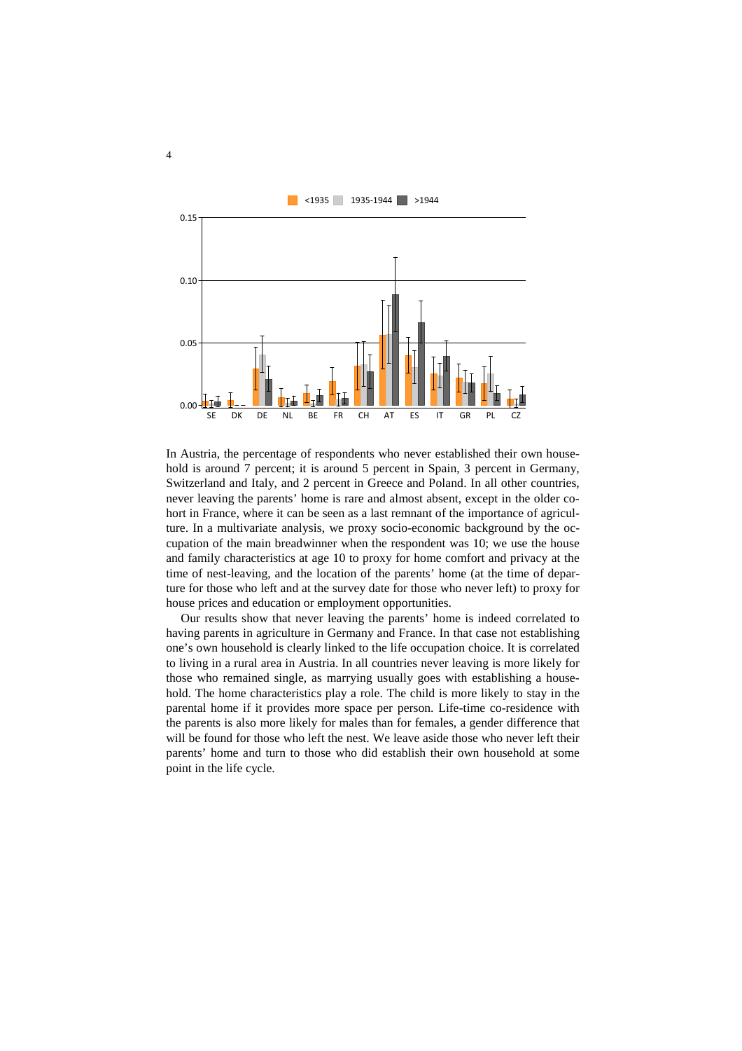In Austria, the percentage of respondents who never established their own household is around 7 percent; it is around 5 percent in Spain, 3 percent in Germany, Switzerland and Italy, and 2 percent in Greece and Poland. In all other countries, never leaving the parents' home is rare and almost absent, except in the older cohort in France, where it can be seen as a last remnant of the importance of agriculture. In a multivariate analysis, we proxy socio-economic background by the occupation of the main breadwinner when the respondent was 10; we use the house and family characteristics at age 10 to proxy for home comfort and privacy at the time of nest-leaving, and the location of the parents' home (at the time of departure for those who left and at the survey date for those who never left) to proxy for house prices and education or employment opportunities.

Our results show that never leaving the parents' home is indeed correlated to having parents in agriculture in Germany and France. In that case not establishing one's own household is clearly linked to the life occupation choice. It is correlated to living in a rural area in Austria. In all countries never leaving is more likely for those who remained single, as marrying usually goes with establishing a household. The home characteristics play a role. The child is more likely to stay in the parental home if it provides more space per person. Life-time co-residence with the parents is also more likely for males than for females, a gender difference that will be found for those who left the nest. We leave aside those who never left their parents' home and turn to those who did establish their own household at some point in the life cycle.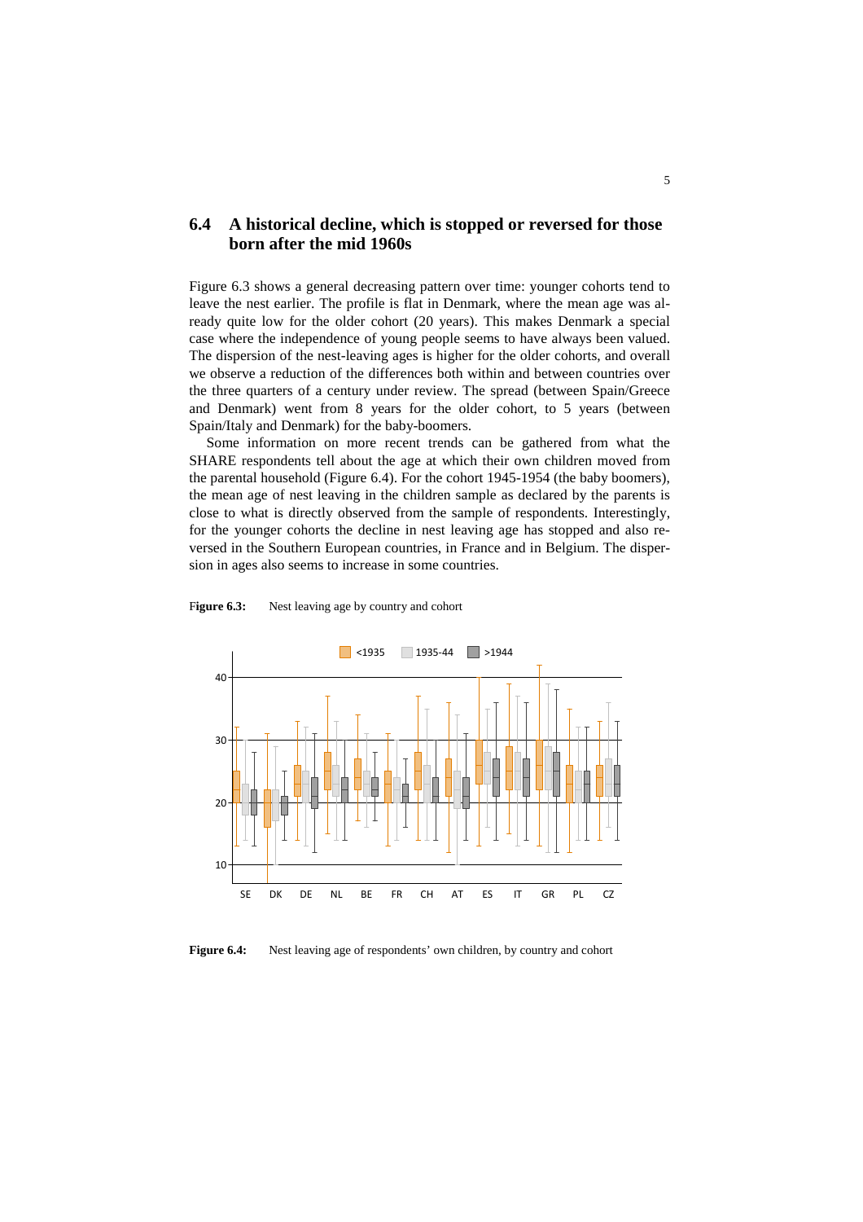## 6.4 A historical decline, which is stopped or reversed for those born after the mid 1960s

Figure 6.3 shows a general decreasing pattern over time: younger cohorts tend to leave the nest earlier. The profile is flat in Denmark, where the mean age was already quite low for the older cohort (20 years). This makes Denmark a special case where the independence of young people seems to have always been valued. The dispersion of the nest-leaving ages is higher for the older cohorts, and overall we observe a reduction of the differences both within and between countries over the three quarters of a century under review. The spread (between Spain/Greece and Denmark) went from 8 years for the older cohort, to 5 years (between Spain/Italy and Denmark) for the baby-boomers.

Some information on more recent trends can be gathered from what the SHARE respondents tell about the age at which their own children moved from the parental household (Figure 6.4). For the cohort 1945-1954 (the baby boomers), the mean age of nest leaving in the children sample as declared by the parents is close to what is directly observed from the sample of respondents. Interestingly, for the younger cohorts the decline in nest leaving age has stopped and also reversed in the Southern European countries, in France and in Belgium. The dispersion in ages also seems to increase in some countries.

**Figure 6.3:** Nest leaving age by country and cohort

**Figure 6.4:** Nest leaving age of respondents' own children, by country and cohort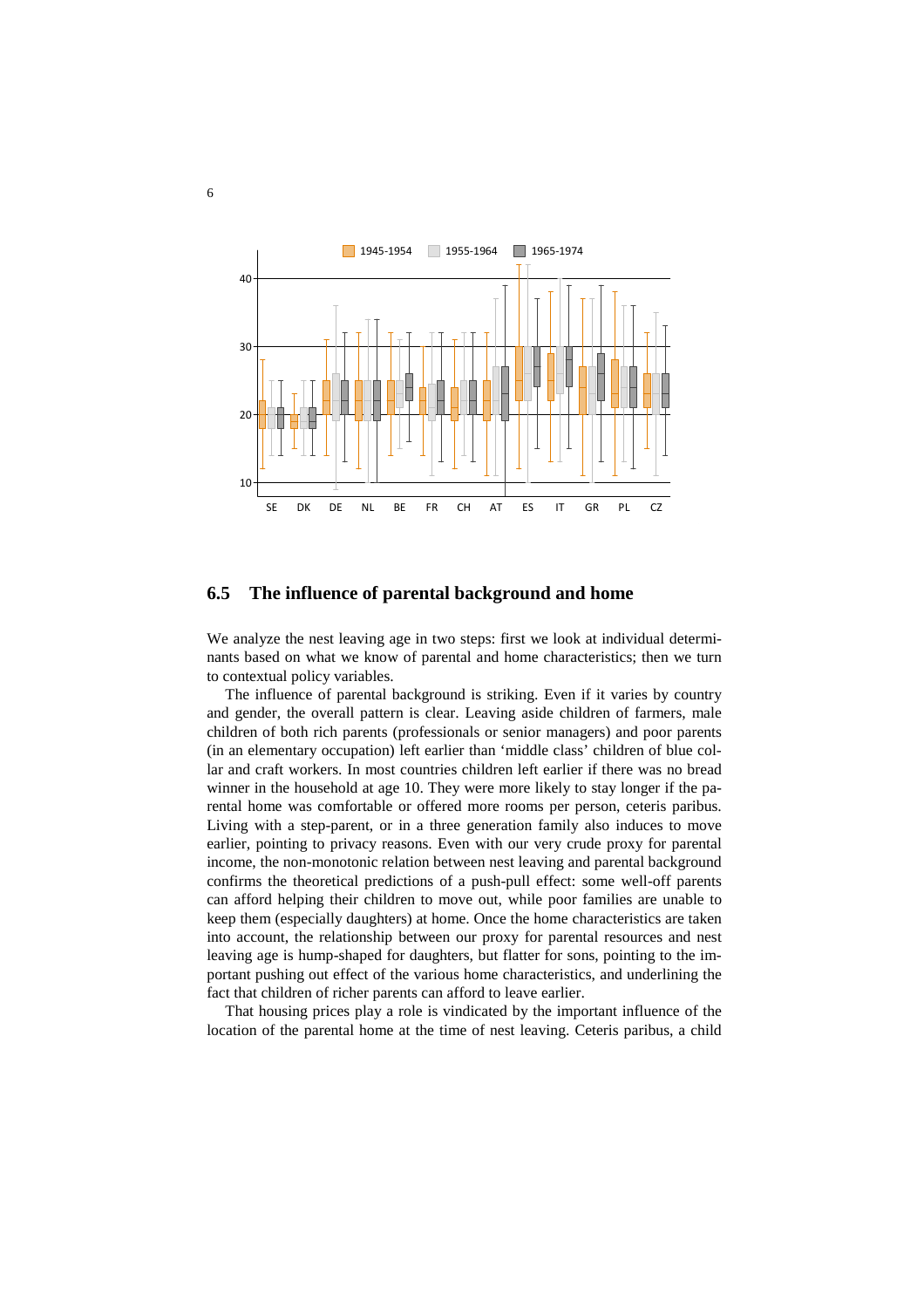## 6.5 The influence of parental background and home

We analyze the nest leaving age in two steps: first we look at individual determinants based on what we know of parental and home characteristics; then we turn to contextual policy variables.

The influence of parental background is striking. Even if it varies by country and gender, the overall pattern is clear. Leaving aside children of farmers, male children of both rich parents (professionals or senior managers) and poor parents (in an elementary occupation) left earlier than 'middle class' children of blue collar and craft workers. In most countries children left earlier if there was no bread winner in the household at age 10. They were more likely to stay longer if the parental home was comfortable or offered more rooms per person, ceteris paribus. Living with a step-parent, or in a three generation family also induces to move earlier, pointing to privacy reasons. Even with our very crude proxy for parental income, the non-monotonic relation between nest leaving and parental background confirms the theoretical predictions of a push-pull effect: some well-off parents can afford helping their children to move out, while poor families are unable to keep them (especially daughters) at home. Once the home characteristics are taken into account, the relationship between our proxy for parental resources and nest leaving age is hump-shaped for daughters, but flatter for sons, pointing to the important pushing out effect of the various home characteristics, and underlining the fact that children of richer parents can afford to leave earlier.

That housing prices play a role is vindicated by the important influence of the location of the parental home at the time of nest leaving. Ceteris paribus, a child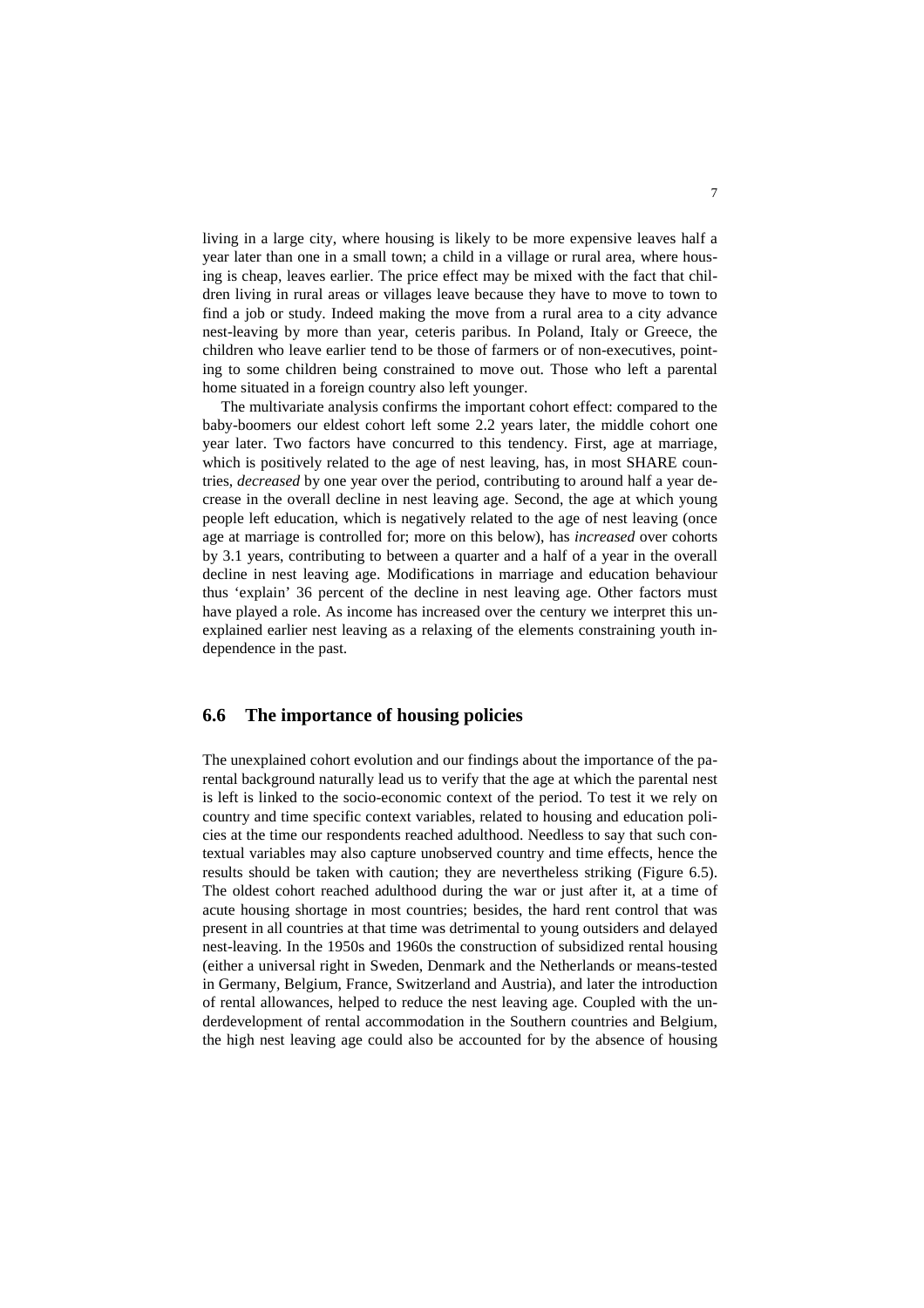living in a large city, where housing is likely to be more expensive leaves half a year later than one in a small town; a child in a village or rural area, where housing is cheap, leaves earlier. The price effect may be mixed with the fact that children living in rural areas or villages leave because they have to move to town to find a job or study. Indeed making the move from a rural area to a city advance nest-leaving by more than year, ceteris paribus. In Poland, Italy or Greece, the children who leave earlier tend to be those of farmers or of non-executives, pointing to some children being constrained to move out. Those who left a parental home situated in a foreign country also left younger.

The multivariate analysis confirms the important cohort effect: compared to the baby-boomers our eldest cohort left some 2.2 years later, the middle cohort one year later. Two factors have concurred to this tendency. First, age at marriage, which is positively related to the age of nest leaving, has, in most SHARE countries, *decreased* by one year over the period, contributing to around half a year decrease in the overall decline in nest leaving age. Second, the age at which young people left education, which is negatively related to the age of nest leaving (once age at marriage is controlled for; more on this below), has *increased* over cohorts by 3.1 years, contributing to between a quarter and a half of a year in the overall decline in nest leaving age. Modifications in marriage and education behaviour thus 'explain' 36 percent of the decline in nest leaving age. Other factors must have played a role. As income has increased over the century we interpret this unexplained earlier nest leaving as a relaxing of the elements constraining youth independence in the past.

## 6.6 The importance of housing policies

The unexplained cohort evolution and our findings about the importance of the parental background naturally lead us to verify that the age at which the parental nest is left is linked to the socio-economic context of the period. To test it we rely on country and time specific context variables, related to housing and education policies at the time our respondents reached adulthood. Needless to say that such contextual variables may also capture unobserved country and time effects, hence the results should be taken with caution; they are nevertheless striking (Figure 6.5). The oldest cohort reached adulthood during the war or just after it, at a time of acute housing shortage in most countries; besides, the hard rent control that was present in all countries at that time was detrimental to young outsiders and delayed nest-leaving. In the 1950s and 1960s the construction of subsidized rental housing (either a universal right in Sweden, Denmark and the Netherlands or means-tested in Germany, Belgium, France, Switzerland and Austria), and later the introduction of rental allowances, helped to reduce the nest leaving age. Coupled with the underdevelopment of rental accommodation in the Southern countries and Belgium, the high nest leaving age could also be accounted for by the absence of housing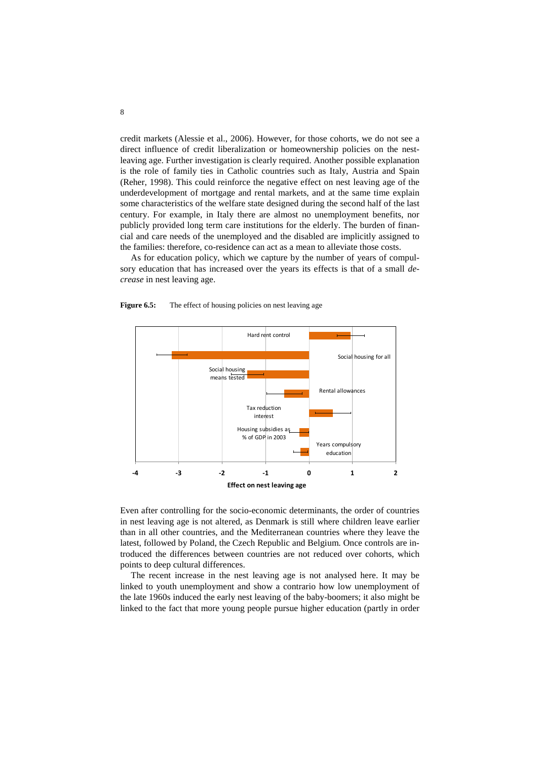credit markets (Alessie et al., 2006). However, for those cohorts, we do not see a direct influence of credit liberalization or homeownership policies on the nest-leaving age. Further investigation is clearly required. Another possible explanation is the role of family ties in Catholic countries such as Italy, Austria and Spain (Reher, 1998). This could reinforce the negative effect on nest leaving age of the underdevelopment of mortgage and rental markets, and at the same time explain some characteristics of the welfare state designed during the second half of the last century. For example, in Italy there are almost no unemployment benefits, nor publicly provided long term care institutions for the elderly. The burden of financial and care needs of the unemployed and the disabled are implicitly assigned to the families: therefore, co-residence can act as a mean to alleviate those costs.

As for education policy, which we capture by the number of years of compulsory education that has increased over the years its effects is that of a small *decrease* in nest leaving age.

**Figure 6.5:** The effect of housing policies on nest leaving age

Hard rent control
Social housing for all
Social housing means tested
Rental allowances
Tax reduction interest
Housing subsidies as % of GDP in 2003
Years compulsory education

-4 -3 -2 -1 0 1 2

**Effect on nest leaving age**

Even after controlling for the socio-economic determinants, the order of countries in nest leaving age is not altered, as Denmark is still where children leave earlier than in all other countries, and the Mediterranean countries where they leave the latest, followed by Poland, the Czech Republic and Belgium. Once controls are introduced the differences between countries are not reduced over cohorts, which points to deep cultural differences.

The recent increase in the nest leaving age is not analysed here. It may be linked to youth unemployment and show a contrario how low unemployment of the late 1960s induced the early nest leaving of the baby-boomers; it also might be linked to the fact that more young people pursue higher education (partly in order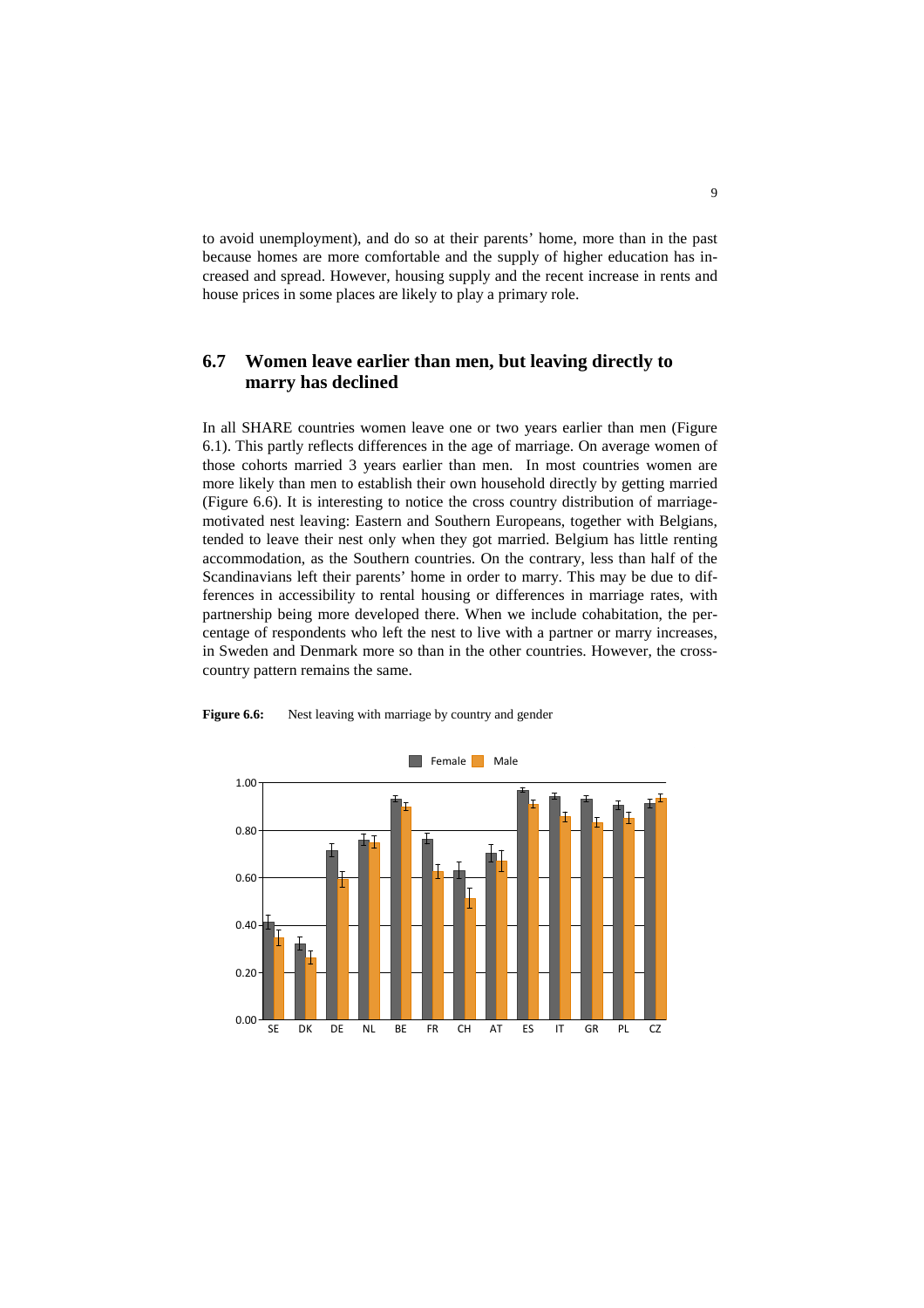to avoid unemployment), and do so at their parents' home, more than in the past because homes are more comfortable and the supply of higher education has increased and spread. However, housing supply and the recent increase in rents and house prices in some places are likely to play a primary role.

## 6.7 Women leave earlier than men, but leaving directly to marry has declined

In all SHARE countries women leave one or two years earlier than men (Figure 6.1). This partly reflects differences in the age of marriage. On average women of those cohorts married 3 years earlier than men. In most countries women are more likely than men to establish their own household directly by getting married (Figure 6.6). It is interesting to notice the cross country distribution of marriage-motivated nest leaving: Eastern and Southern Europeans, together with Belgians, tended to leave their nest only when they got married. Belgium has little renting accommodation, as the Southern countries. On the contrary, less than half of the Scandinavians left their parents' home in order to marry. This may be due to differences in accessibility to rental housing or differences in marriage rates, with partnership being more developed there. When we include cohabitation, the percentage of respondents who left the nest to live with a partner or marry increases, in Sweden and Denmark more so than in the other countries. However, the cross-country pattern remains the same.

**Figure 6.6:** Nest leaving with marriage by country and gender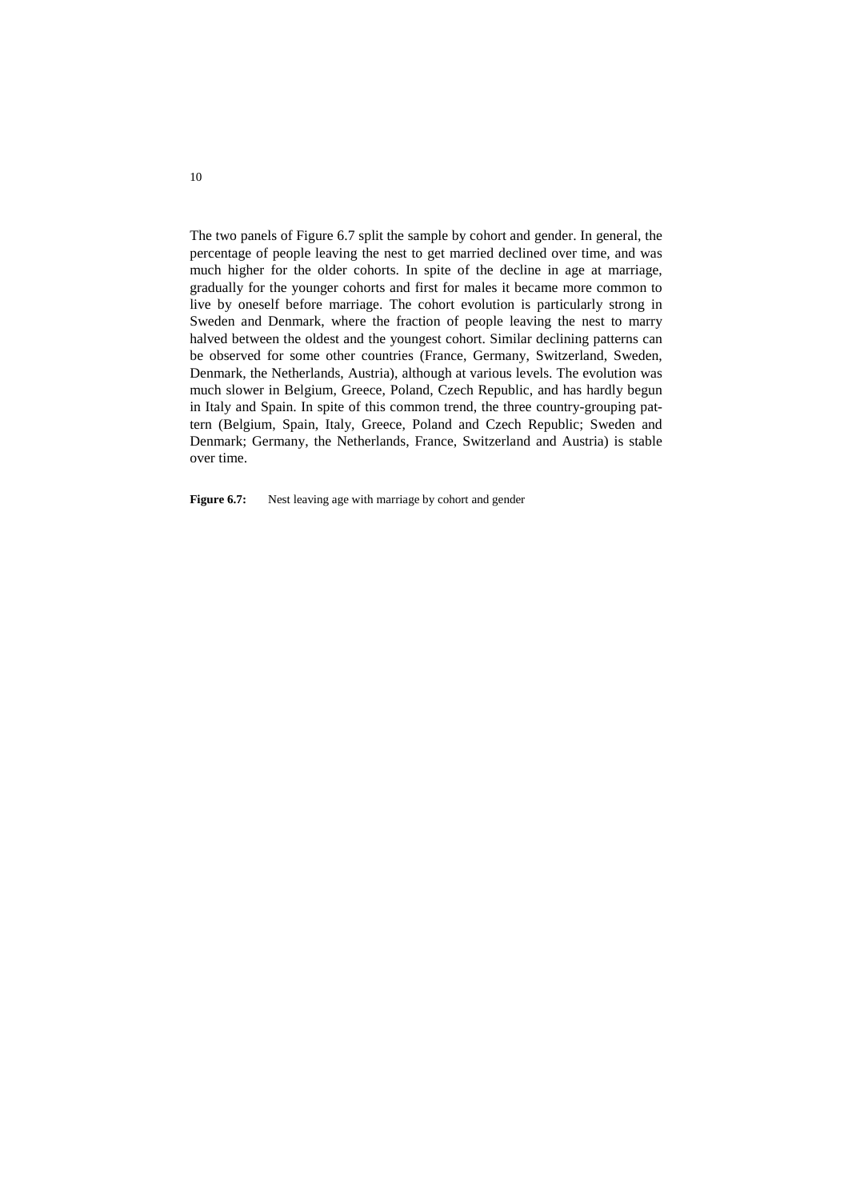The two panels of Figure 6.7 split the sample by cohort and gender. In general, the percentage of people leaving the nest to get married declined over time, and was much higher for the older cohorts. In spite of the decline in age at marriage, gradually for the younger cohorts and first for males it became more common to live by oneself before marriage. The cohort evolution is particularly strong in Sweden and Denmark, where the fraction of people leaving the nest to marry halved between the oldest and the youngest cohort. Similar declining patterns can be observed for some other countries (France, Germany, Switzerland, Sweden, Denmark, the Netherlands, Austria), although at various levels. The evolution was much slower in Belgium, Greece, Poland, Czech Republic, and has hardly begun in Italy and Spain. In spite of this common trend, the three country-grouping pattern (Belgium, Spain, Italy, Greece, Poland and Czech Republic; Sweden and Denmark; Germany, the Netherlands, France, Switzerland and Austria) is stable over time.

**Figure 6.7:** Nest leaving age with marriage by cohort and gender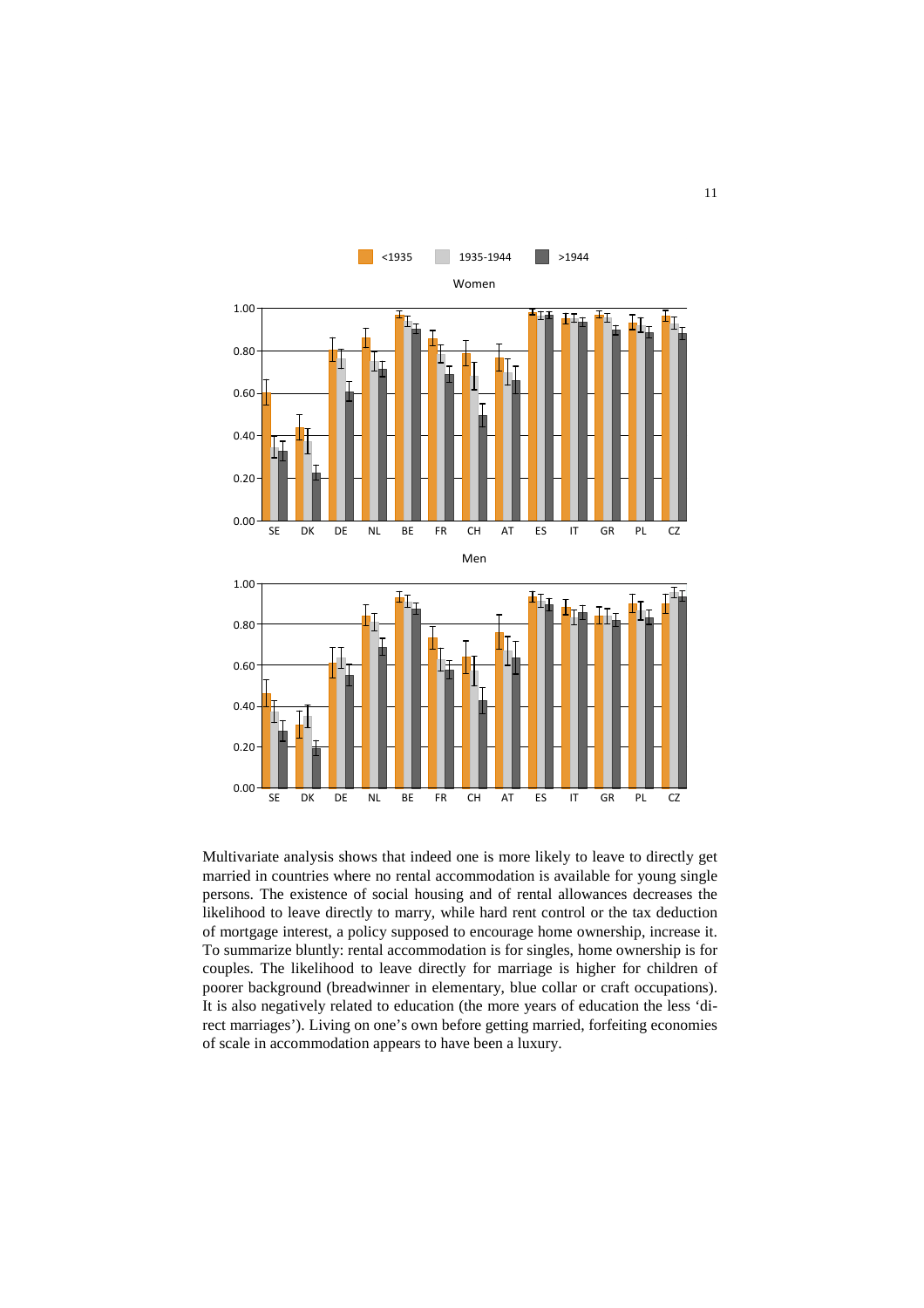Multivariate analysis shows that indeed one is more likely to leave to directly get married in countries where no rental accommodation is available for young single persons. The existence of social housing and of rental allowances decreases the likelihood to leave directly to marry, while hard rent control or the tax deduction of mortgage interest, a policy supposed to encourage home ownership, increase it. To summarize bluntly: rental accommodation is for singles, home ownership is for couples. The likelihood to leave directly for marriage is higher for children of poorer background (breadwinner in elementary, blue collar or craft occupations). It is also negatively related to education (the more years of education the less 'direct marriages'). Living on one's own before getting married, forfeiting economies of scale in accommodation appears to have been a luxury.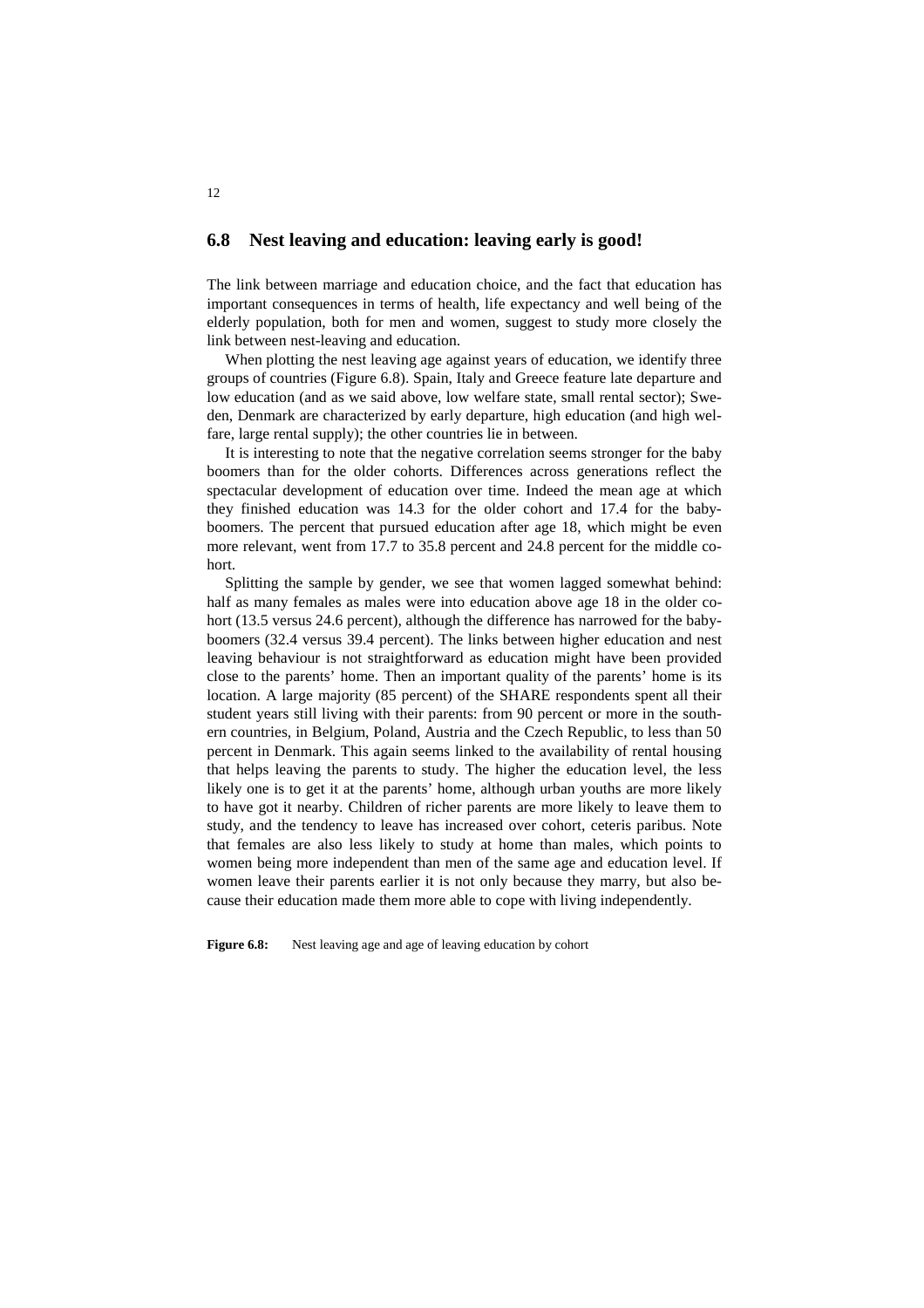## 6.8 Nest leaving and education: leaving early is good!

The link between marriage and education choice, and the fact that education has important consequences in terms of health, life expectancy and well being of the elderly population, both for men and women, suggest to study more closely the link between nest-leaving and education.

When plotting the nest leaving age against years of education, we identify three groups of countries (Figure 6.8). Spain, Italy and Greece feature late departure and low education (and as we said above, low welfare state, small rental sector); Sweden, Denmark are characterized by early departure, high education (and high welfare, large rental supply); the other countries lie in between.

It is interesting to note that the negative correlation seems stronger for the baby boomers than for the older cohorts. Differences across generations reflect the spectacular development of education over time. Indeed the mean age at which they finished education was 14.3 for the older cohort and 17.4 for the baby-boomers. The percent that pursued education after age 18, which might be even more relevant, went from 17.7 to 35.8 percent and 24.8 percent for the middle cohort.

Splitting the sample by gender, we see that women lagged somewhat behind: half as many females as males were into education above age 18 in the older cohort (13.5 versus 24.6 percent), although the difference has narrowed for the baby-boomers (32.4 versus 39.4 percent). The links between higher education and nest leaving behaviour is not straightforward as education might have been provided close to the parents' home. Then an important quality of the parents' home is its location. A large majority (85 percent) of the SHARE respondents spent all their student years still living with their parents: from 90 percent or more in the southern countries, in Belgium, Poland, Austria and the Czech Republic, to less than 50 percent in Denmark. This again seems linked to the availability of rental housing that helps leaving the parents to study. The higher the education level, the less likely one is to get it at the parents' home, although urban youths are more likely to have got it nearby. Children of richer parents are more likely to leave them to study, and the tendency to leave has increased over cohort, ceteris paribus. Note that females are also less likely to study at home than males, which points to women being more independent than men of the same age and education level. If women leave their parents earlier it is not only because they marry, but also because their education made them more able to cope with living independently.

**Figure 6.8:** Nest leaving age and age of leaving education by cohort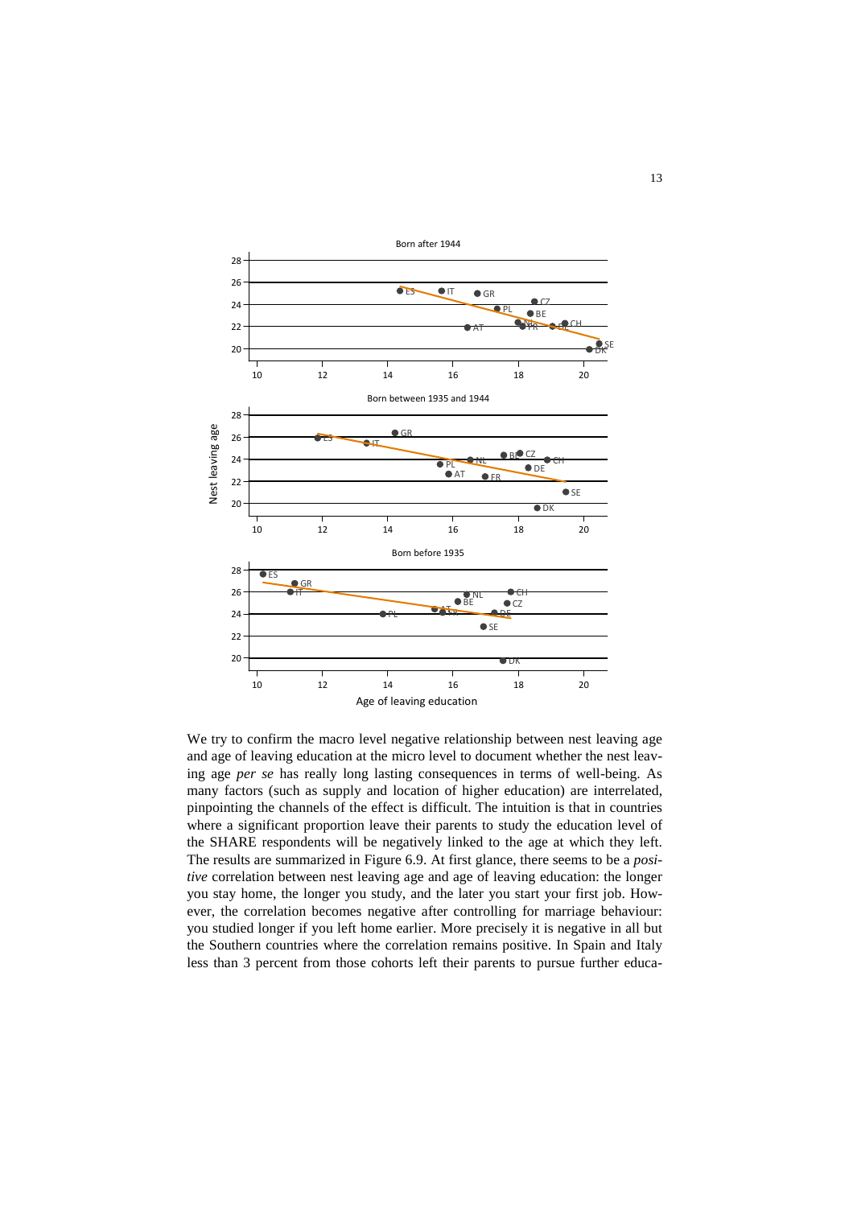We try to confirm the macro level negative relationship between nest leaving age and age of leaving education at the micro level to document whether the nest leaving age *per se* has really long lasting consequences in terms of well-being. As many factors (such as supply and location of higher education) are interrelated, pinpointing the channels of the effect is difficult. The intuition is that in countries where a significant proportion leave their parents to study the education level of the SHARE respondents will be negatively linked to the age at which they left. The results are summarized in Figure 6.9. At first glance, there seems to be a *positive* correlation between nest leaving age and age of leaving education: the longer you stay home, the longer you study, and the later you start your first job. However, the correlation becomes negative after controlling for marriage behaviour: you studied longer if you left home earlier. More precisely it is negative in all but the Southern countries where the correlation remains positive. In Spain and Italy less than 3 percent from those cohorts left their parents to pursue further educa-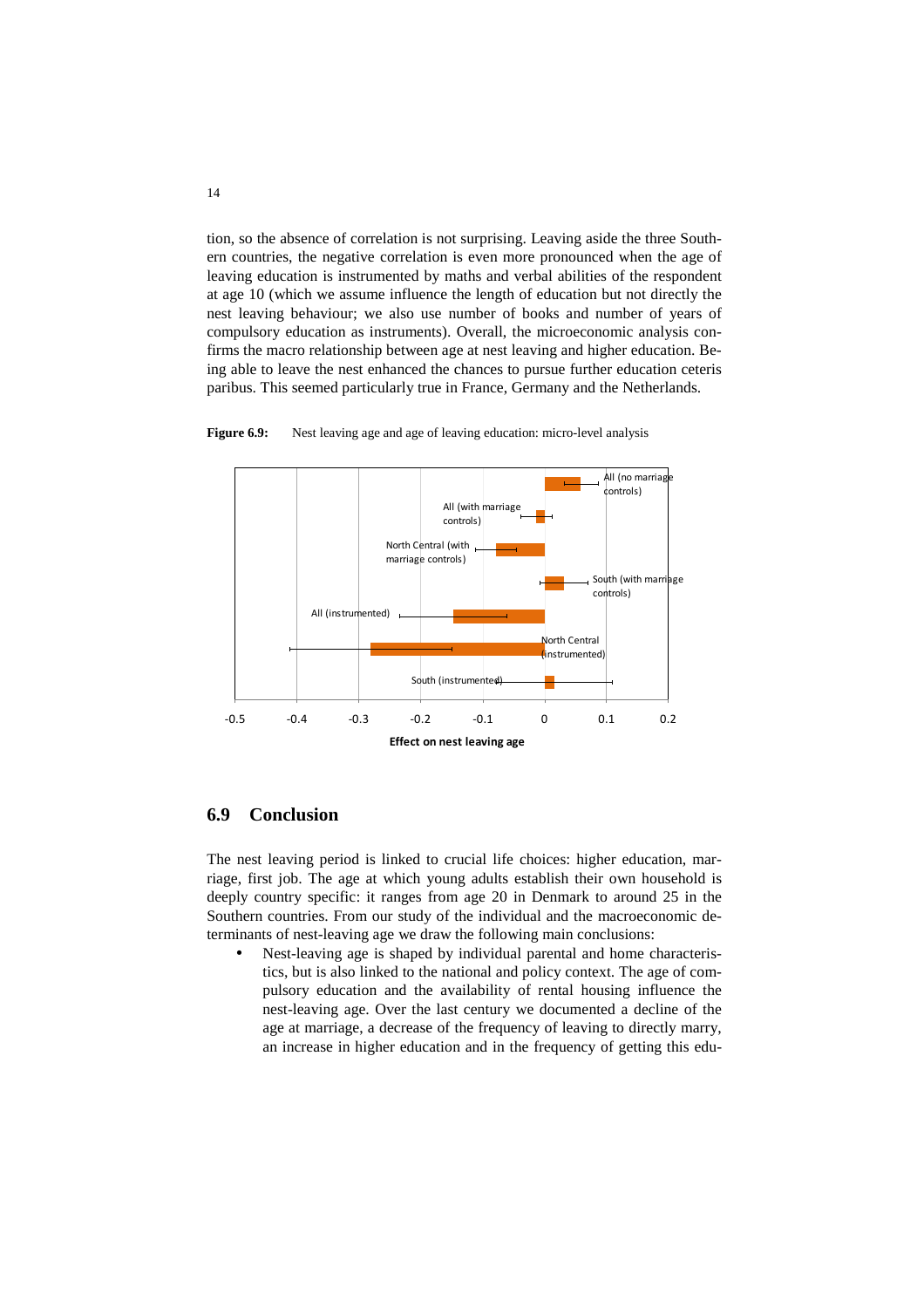tion, so the absence of correlation is not surprising. Leaving aside the three Southern countries, the negative correlation is even more pronounced when the age of leaving education is instrumented by maths and verbal abilities of the respondent at age 10 (which we assume influence the length of education but not directly the nest leaving behaviour; we also use number of books and number of years of compulsory education as instruments). Overall, the microeconomic analysis confirms the macro relationship between age at nest leaving and higher education. Being able to leave the nest enhanced the chances to pursue further education ceteris paribus. This seemed particularly true in France, Germany and the Netherlands.

**Figure 6.9:** Nest leaving age and age of leaving education: micro-level analysis

## 6.9 Conclusion

The nest leaving period is linked to crucial life choices: higher education, marriage, first job. The age at which young adults establish their own household is deeply country specific: it ranges from age 20 in Denmark to around 25 in the Southern countries. From our study of the individual and the macroeconomic determinants of nest-leaving age we draw the following main conclusions:

- Nest-leaving age is shaped by individual parental and home characteristics, but is also linked to the national and policy context. The age of compulsory education and the availability of rental housing influence the nest-leaving age. Over the last century we documented a decline of the age at marriage, a decrease of the frequency of leaving to directly marry, an increase in higher education and in the frequency of getting this edu-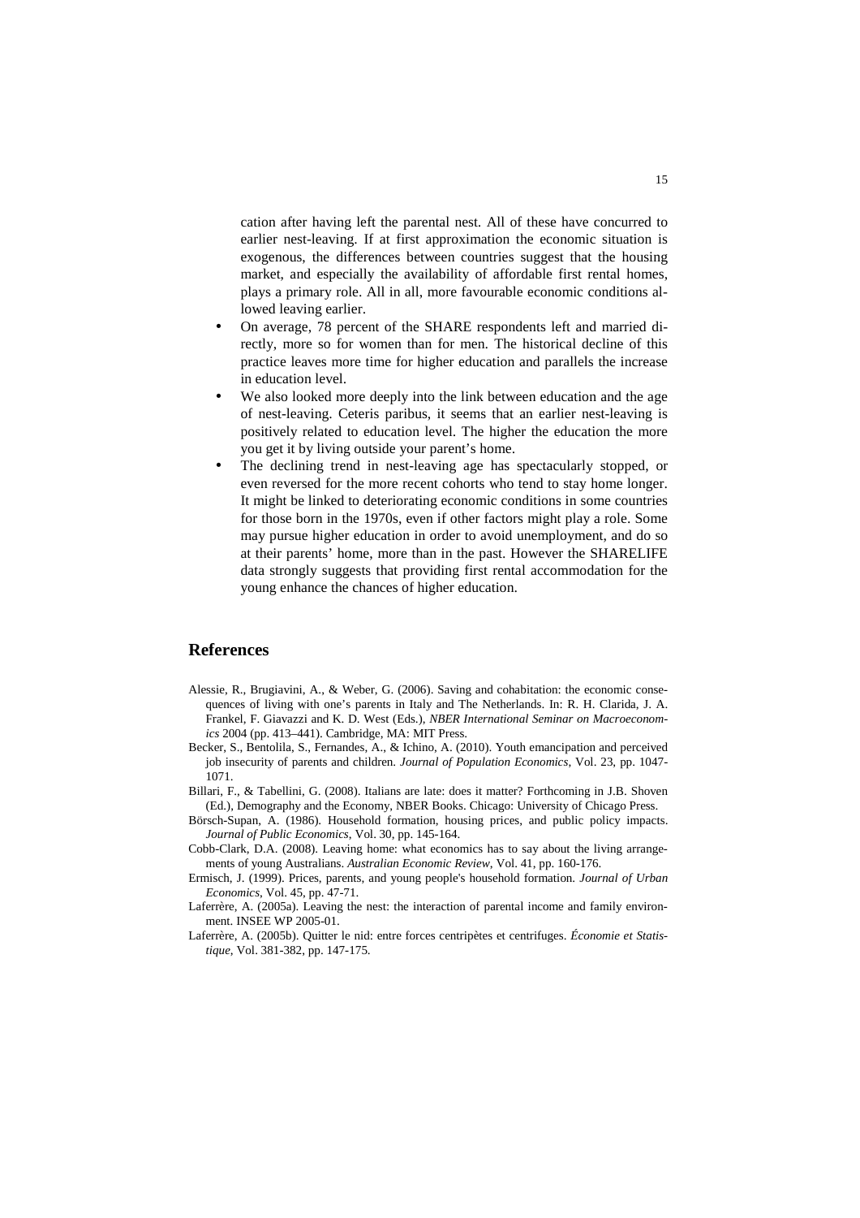cation after having left the parental nest. All of these have concurred to earlier nest-leaving. If at first approximation the economic situation is exogenous, the differences between countries suggest that the housing market, and especially the availability of affordable first rental homes, plays a primary role. All in all, more favourable economic conditions allowed leaving earlier.

- On average, 78 percent of the SHARE respondents left and married directly, more so for women than for men. The historical decline of this practice leaves more time for higher education and parallels the increase in education level.
- We also looked more deeply into the link between education and the age of nest-leaving. Ceteris paribus, it seems that an earlier nest-leaving is positively related to education level. The higher the education the more you get it by living outside your parent's home.
- The declining trend in nest-leaving age has spectacularly stopped, or even reversed for the more recent cohorts who tend to stay home longer. It might be linked to deteriorating economic conditions in some countries for those born in the 1970s, even if other factors might play a role. Some may pursue higher education in order to avoid unemployment, and do so at their parents' home, more than in the past. However the SHARELIFE data strongly suggests that providing first rental accommodation for the young enhance the chances of higher education.

## References

Alessie, R., Brugiavini, A., & Weber, G. (2006). Saving and cohabitation: the economic consequences of living with one's parents in Italy and The Netherlands. In: R. H. Clarida, J. A. Frankel, F. Giavazzi and K. D. West (Eds.), *NBER International Seminar on Macroeconomics* 2004 (pp. 413–441). Cambridge, MA: MIT Press.

Becker, S., Bentolila, S., Fernandes, A., & Ichino, A. (2010). Youth emancipation and perceived job insecurity of parents and children. *Journal of Population Economics*, Vol. 23, pp. 1047-1071.

Billari, F., & Tabellini, G. (2008). Italians are late: does it matter? Forthcoming in J.B. Shoven (Ed.), Demography and the Economy, NBER Books. Chicago: University of Chicago Press.

Börsch-Supan, A. (1986). Household formation, housing prices, and public policy impacts. *Journal of Public Economics*, Vol. 30, pp. 145-164.

Cobb-Clark, D.A. (2008). Leaving home: what economics has to say about the living arrangements of young Australians. *Australian Economic Review*, Vol. 41, pp. 160-176.

Ermisch, J. (1999). Prices, parents, and young people's household formation. *Journal of Urban Economics*, Vol. 45, pp. 47-71.

Laferrère, A. (2005a). Leaving the nest: the interaction of parental income and family environment. INSEE WP 2005-01.

Laferrère, A. (2005b). Quitter le nid: entre forces centripètes et centrifuges. *Économie et Statistique*, Vol. 381-382, pp. 147-175.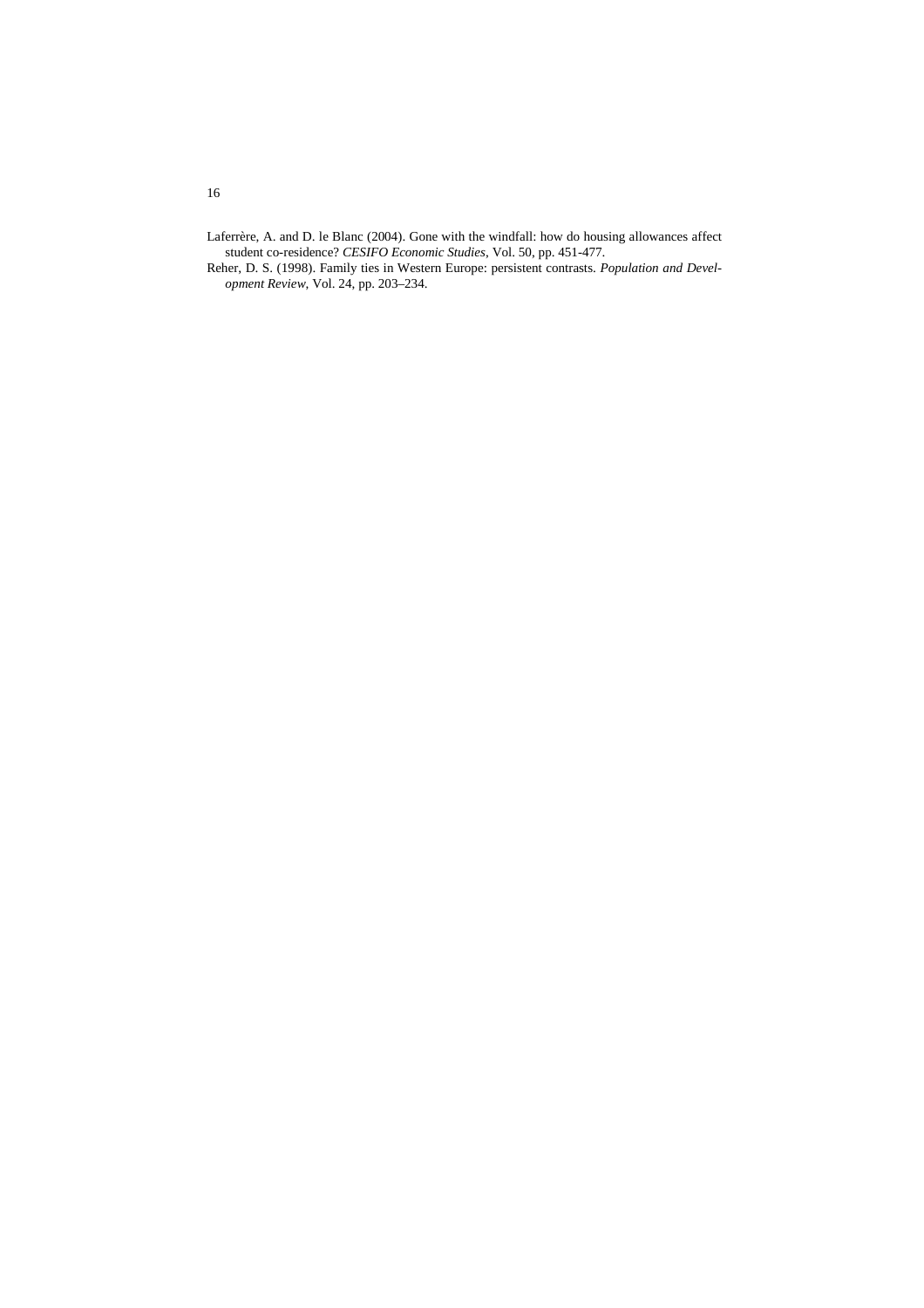Laferrère, A. and D. le Blanc (2004). Gone with the windfall: how do housing allowances affect student co-residence? *CESIFO Economic Studies*, Vol. 50, pp. 451-477.

Reher, D. S. (1998). Family ties in Western Europe: persistent contrasts. *Population and Development Review*, Vol. 24, pp. 203–234.